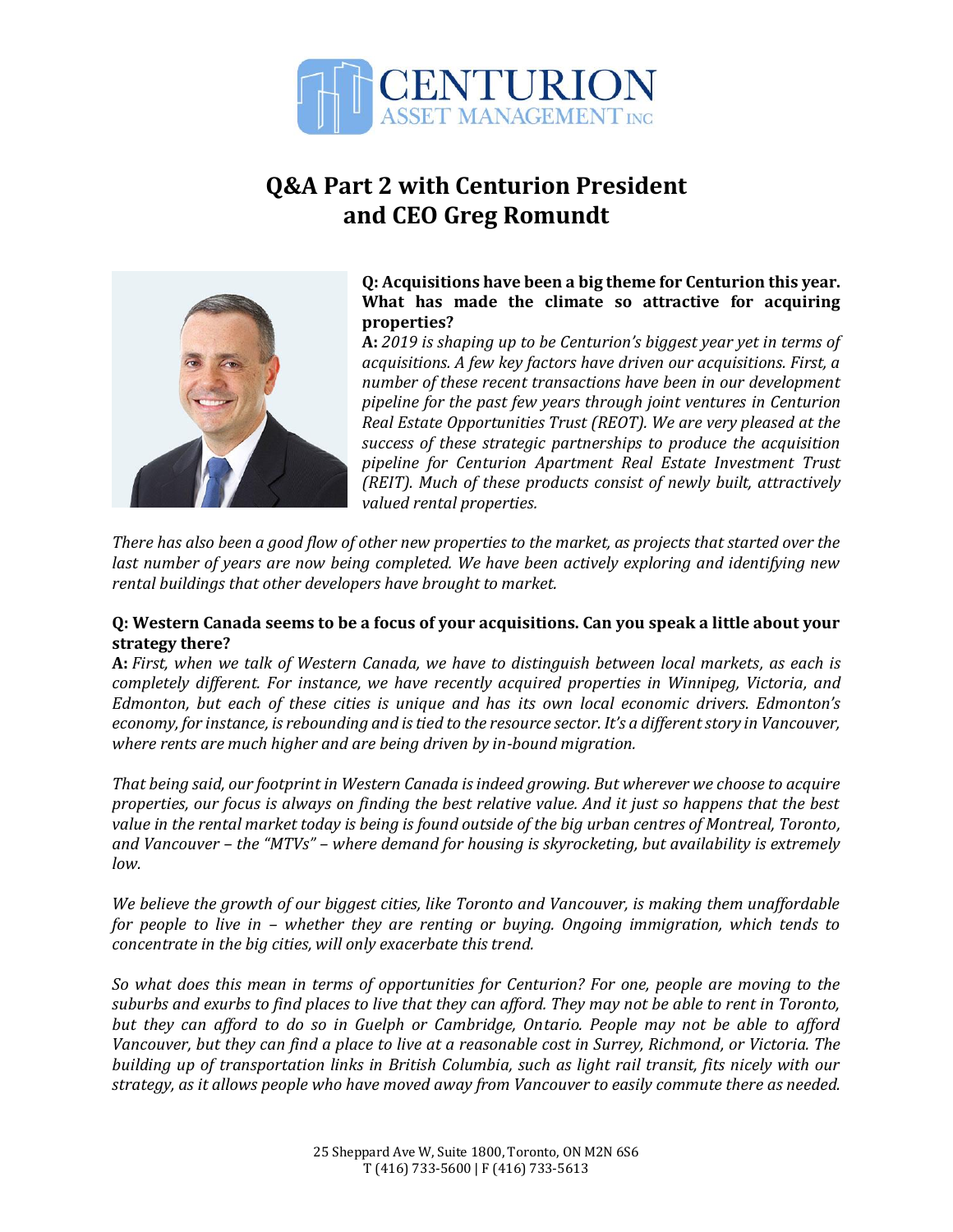# Q&A Part 2 with Centurion President and CEO Greg Romundt

**Q: Acquisitions have been a big theme for Centurion this year. What has made the climate so attractive for acquiring properties?**

**A:** *2019 is shaping up to be Centurion's biggest year yet in terms of acquisitions. A few key factors have driven our acquisitions. First, a number of these recent transactions have been in our development pipeline for the past few years through joint ventures in Centurion Real Estate Opportunities Trust (REOT). We are very pleased at the success of these strategic partnerships to produce the acquisition pipeline for Centurion Apartment Real Estate Investment Trust (REIT). Much of these products consist of newly built, attractively valued rental properties.*

*There has also been a good flow of other new properties to the market, as projects that started over the last number of years are now being completed. We have been actively exploring and identifying new rental buildings that other developers have brought to market.*

**Q: Western Canada seems to be a focus of your acquisitions. Can you speak a little about your strategy there?**

**A:** *First, when we talk of Western Canada, we have to distinguish between local markets, as each is completely different. For instance, we have recently acquired properties in Winnipeg, Victoria, and Edmonton, but each of these cities is unique and has its own local economic drivers. Edmonton's economy, for instance, is rebounding and is tied to the resource sector. It's a different story in Vancouver, where rents are much higher and are being driven by in-bound migration.*

*That being said, our footprint in Western Canada is indeed growing. But wherever we choose to acquire properties, our focus is always on finding the best relative value. And it just so happens that the best value in the rental market today is being is found outside of the big urban centres of Montreal, Toronto, and Vancouver – the "MTVs" – where demand for housing is skyrocketing, but availability is extremely low.*

*We believe the growth of our biggest cities, like Toronto and Vancouver, is making them unaffordable for people to live in – whether they are renting or buying. Ongoing immigration, which tends to concentrate in the big cities, will only exacerbate this trend.*

*So what does this mean in terms of opportunities for Centurion? For one, people are moving to the suburbs and exurbs to find places to live that they can afford. They may not be able to rent in Toronto, but they can afford to do so in Guelph or Cambridge, Ontario. People may not be able to afford Vancouver, but they can find a place to live at a reasonable cost in Surrey, Richmond, or Victoria. The building up of transportation links in British Columbia, such as light rail transit, fits nicely with our strategy, as it allows people who have moved away from Vancouver to easily commute there as needed.*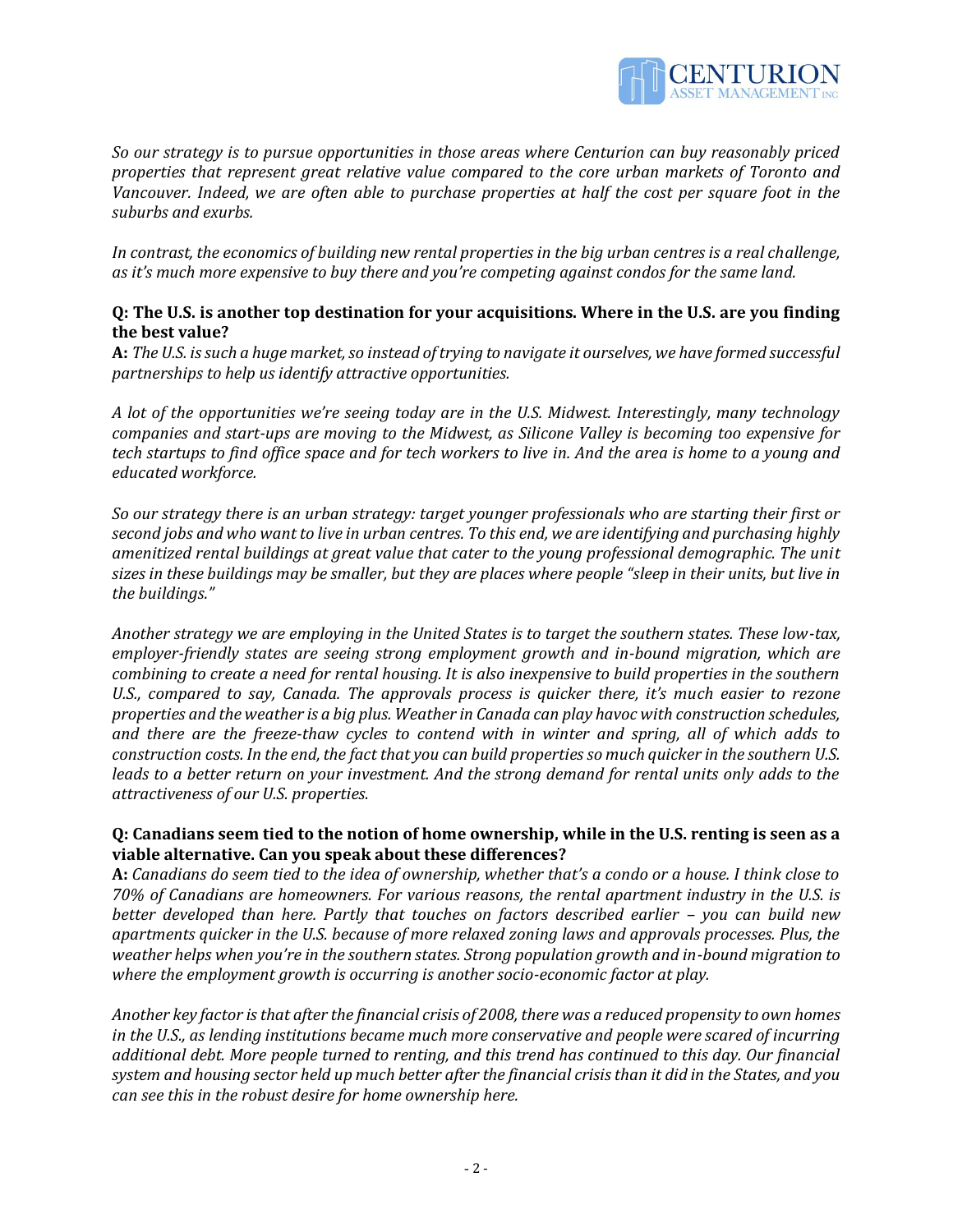*So our strategy is to pursue opportunities in those areas where Centurion can buy reasonably priced properties that represent great relative value compared to the core urban markets of Toronto and Vancouver. Indeed, we are often able to purchase properties at half the cost per square foot in the suburbs and exurbs.*

*In contrast, the economics of building new rental properties in the big urban centres is a real challenge, as it's much more expensive to buy there and you're competing against condos for the same land.*

**Q: The U.S. is another top destination for your acquisitions. Where in the U.S. are you finding the best value?**

**A:** *The U.S. is such a huge market, so instead of trying to navigate it ourselves, we have formed successful partnerships to help us identify attractive opportunities.*

*A lot of the opportunities we're seeing today are in the U.S. Midwest. Interestingly, many technology companies and start-ups are moving to the Midwest, as Silicone Valley is becoming too expensive for tech startups to find office space and for tech workers to live in. And the area is home to a young and educated workforce.*

*So our strategy there is an urban strategy: target younger professionals who are starting their first or second jobs and who want to live in urban centres. To this end, we are identifying and purchasing highly amenitized rental buildings at great value that cater to the young professional demographic. The unit sizes in these buildings may be smaller, but they are places where people "sleep in their units, but live in the buildings."*

*Another strategy we are employing in the United States is to target the southern states. These low-tax, employer-friendly states are seeing strong employment growth and in-bound migration, which are combining to create a need for rental housing. It is also inexpensive to build properties in the southern U.S., compared to say, Canada. The approvals process is quicker there, it's much easier to rezone properties and the weather is a big plus. Weather in Canada can play havoc with construction schedules, and there are the freeze-thaw cycles to contend with in winter and spring, all of which adds to construction costs. In the end, the fact that you can build properties so much quicker in the southern U.S. leads to a better return on your investment. And the strong demand for rental units only adds to the attractiveness of our U.S. properties.*

**Q: Canadians seem tied to the notion of home ownership, while in the U.S. renting is seen as a viable alternative. Can you speak about these differences?**

**A:** *Canadians do seem tied to the idea of ownership, whether that's a condo or a house. I think close to 70% of Canadians are homeowners. For various reasons, the rental apartment industry in the U.S. is better developed than here. Partly that touches on factors described earlier – you can build new apartments quicker in the U.S. because of more relaxed zoning laws and approvals processes. Plus, the weather helps when you're in the southern states. Strong population growth and in-bound migration to where the employment growth is occurring is another socio-economic factor at play.*

*Another key factor is that after the financial crisis of 2008, there was a reduced propensity to own homes in the U.S., as lending institutions became much more conservative and people were scared of incurring additional debt. More people turned to renting, and this trend has continued to this day. Our financial system and housing sector held up much better after the financial crisis than it did in the States, and you can see this in the robust desire for home ownership here.*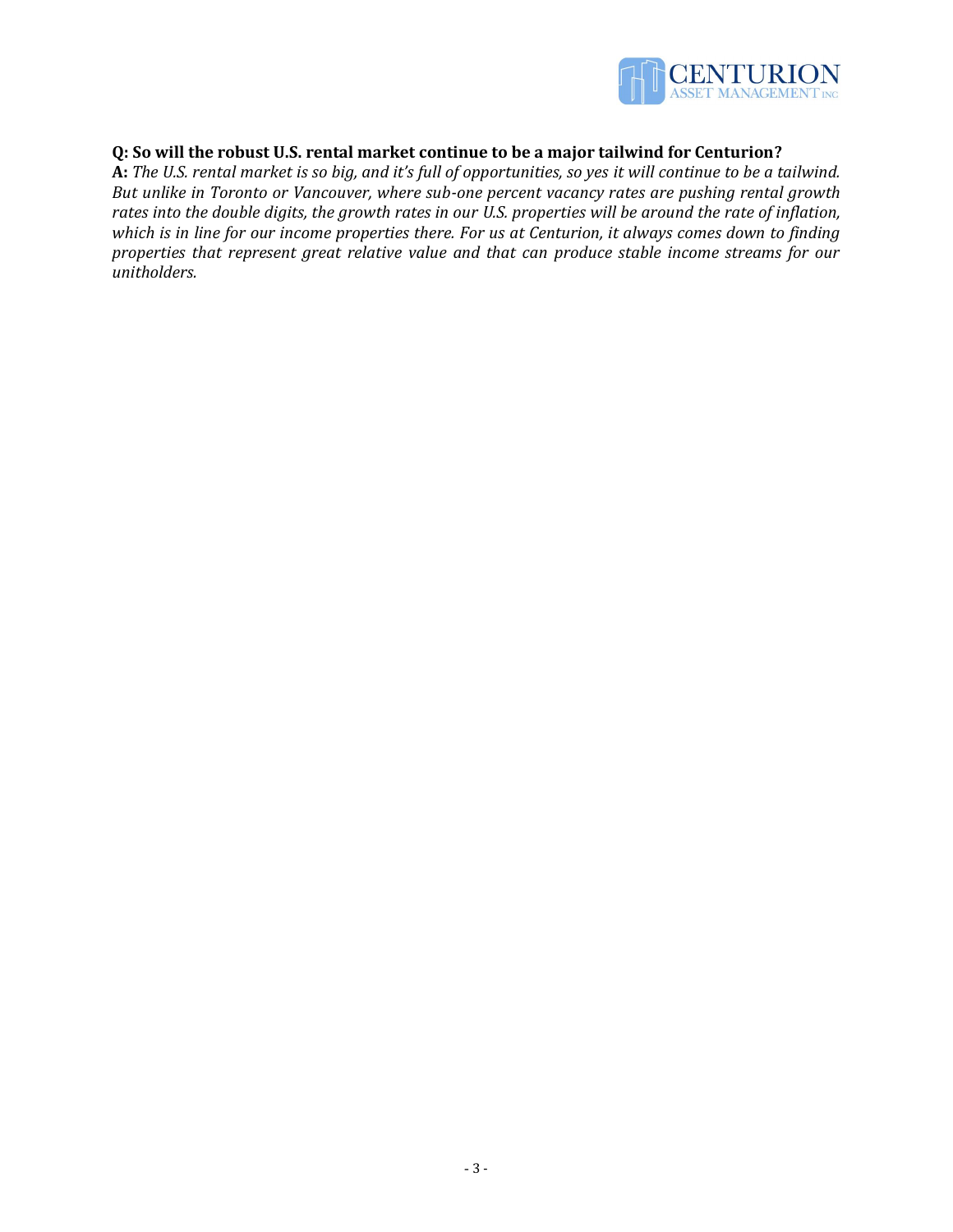**Q: So will the robust U.S. rental market continue to be a major tailwind for Centurion?**

**A:** *The U.S. rental market is so big, and it's full of opportunities, so yes it will continue to be a tailwind. But unlike in Toronto or Vancouver, where sub-one percent vacancy rates are pushing rental growth rates into the double digits, the growth rates in our U.S. properties will be around the rate of inflation, which is in line for our income properties there. For us at Centurion, it always comes down to finding properties that represent great relative value and that can produce stable income streams for our unitholders.*